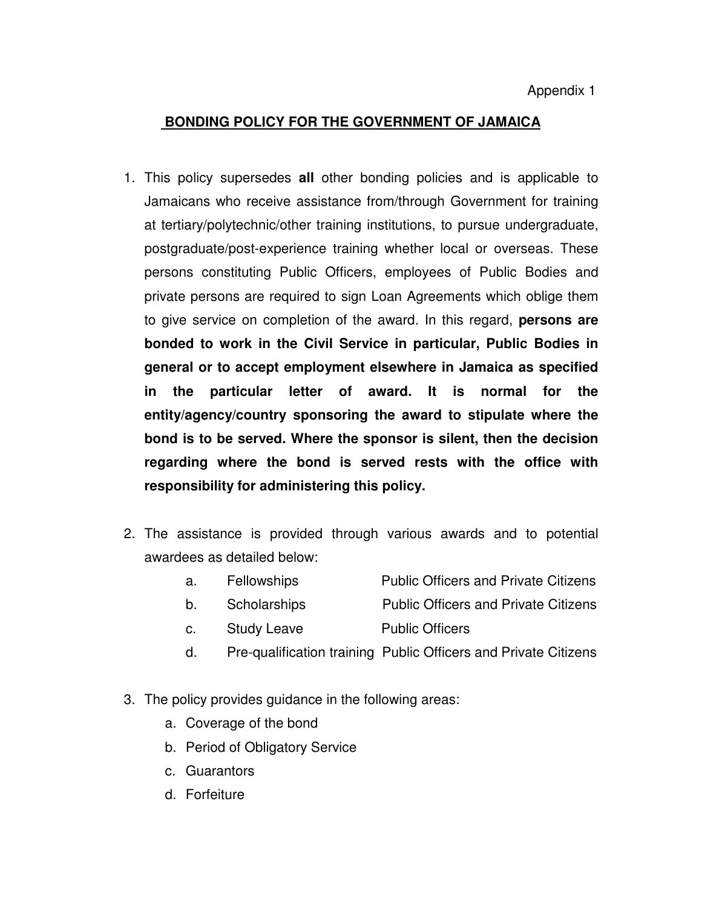Appendix 1

## BONDING POLICY FOR THE GOVERNMENT OF JAMAICA

1. This policy supersedes **all** other bonding policies and is applicable to Jamaicans who receive assistance from/through Government for training at tertiary/polytechnic/other training institutions, to pursue undergraduate, postgraduate/post-experience training whether local or overseas. These persons constituting Public Officers, employees of Public Bodies and private persons are required to sign Loan Agreements which oblige them to give service on completion of the award. In this regard, **persons are bonded to work in the Civil Service in particular, Public Bodies in general or to accept employment elsewhere in Jamaica as specified in the particular letter of award. It is normal for the entity/agency/country sponsoring the award to stipulate where the bond is to be served. Where the sponsor is silent, then the decision regarding where the bond is served rests with the office with responsibility for administering this policy.**

2. The assistance is provided through various awards and to potential awardees as detailed below:

| | Award | Potential Awardees |
|---|---|---|
| a. | Fellowships | Public Officers and Private Citizens |
| b. | Scholarships | Public Officers and Private Citizens |
| c. | Study Leave | Public Officers |
| d. | Pre-qualification training | Public Officers and Private Citizens |

3. The policy provides guidance in the following areas:
   a. Coverage of the bond
   b. Period of Obligatory Service
   c. Guarantors
   d. Forfeiture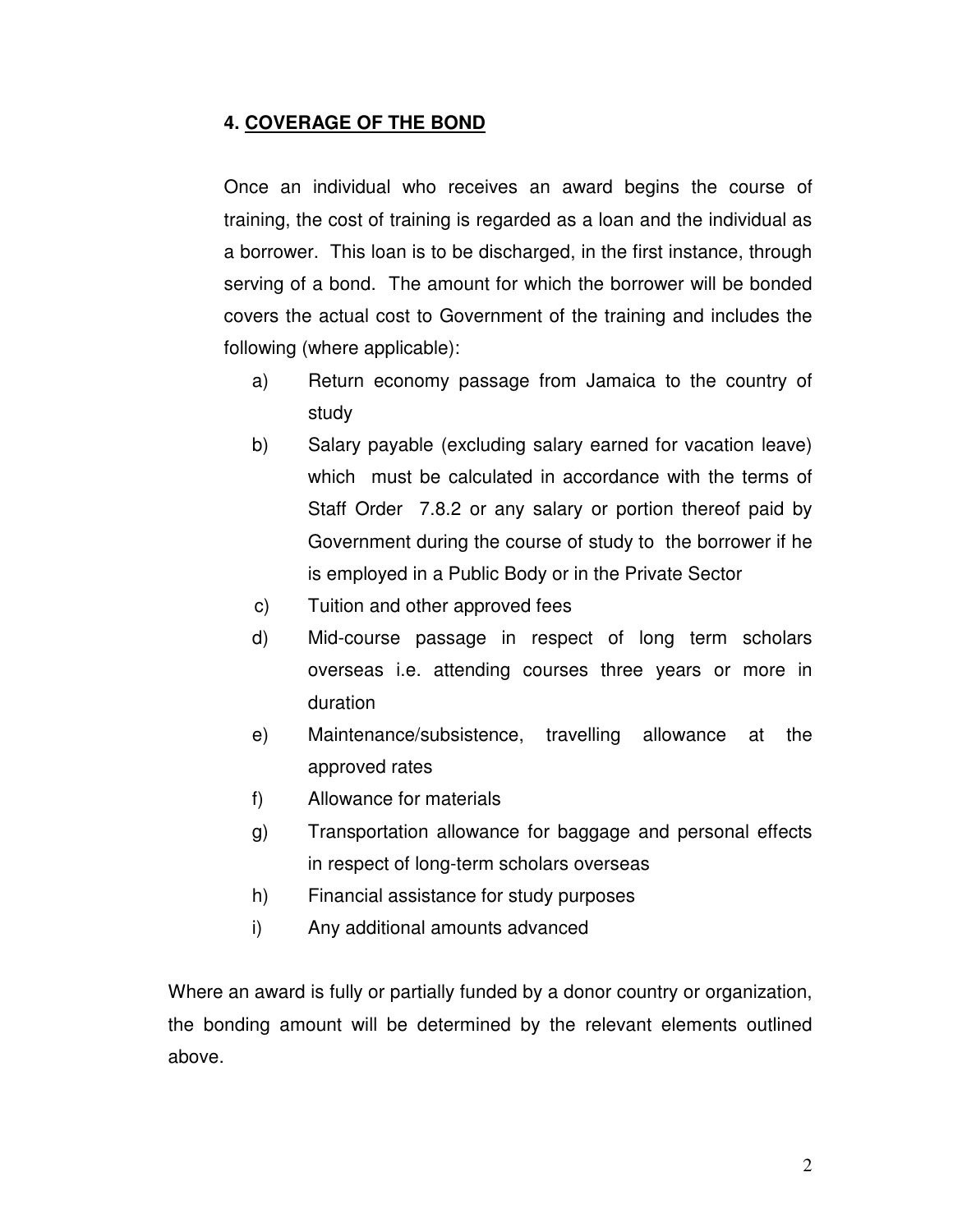## 4. COVERAGE OF THE BOND

Once an individual who receives an award begins the course of training, the cost of training is regarded as a loan and the individual as a borrower. This loan is to be discharged, in the first instance, through serving of a bond. The amount for which the borrower will be bonded covers the actual cost to Government of the training and includes the following (where applicable):

a) Return economy passage from Jamaica to the country of study

b) Salary payable (excluding salary earned for vacation leave) which must be calculated in accordance with the terms of Staff Order 7.8.2 or any salary or portion thereof paid by Government during the course of study to the borrower if he is employed in a Public Body or in the Private Sector

c) Tuition and other approved fees

d) Mid-course passage in respect of long term scholars overseas i.e. attending courses three years or more in duration

e) Maintenance/subsistence, travelling allowance at the approved rates

f) Allowance for materials

g) Transportation allowance for baggage and personal effects in respect of long-term scholars overseas

h) Financial assistance for study purposes

i) Any additional amounts advanced

Where an award is fully or partially funded by a donor country or organization, the bonding amount will be determined by the relevant elements outlined above.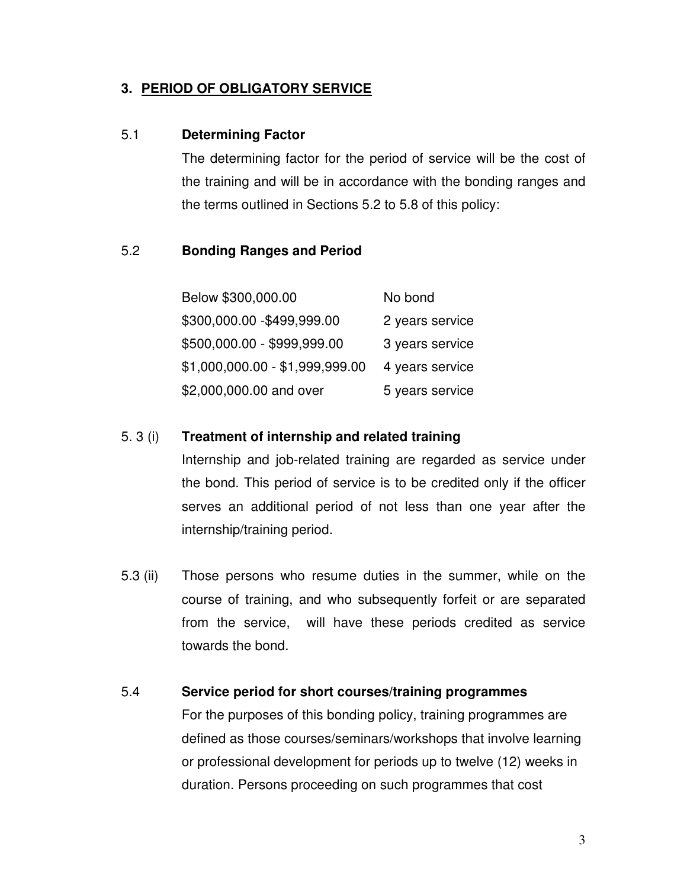## 3. PERIOD OF OBLIGATORY SERVICE

5.1 **Determining Factor**

The determining factor for the period of service will be the cost of the training and will be in accordance with the bonding ranges and the terms outlined in Sections 5.2 to 5.8 of this policy:

5.2 **Bonding Ranges and Period**

| | |
|---|---|
| Below $300,000.00 | No bond |
| $300,000.00 -$499,999.00 | 2 years service |
| $500,000.00 - $999,999.00 | 3 years service |
| $1,000,000.00 - $1,999,999.00 | 4 years service |
| $2,000,000.00 and over | 5 years service |

5. 3 (i) **Treatment of internship and related training**

Internship and job-related training are regarded as service under the bond. This period of service is to be credited only if the officer serves an additional period of not less than one year after the internship/training period.

5.3 (ii) Those persons who resume duties in the summer, while on the course of training, and who subsequently forfeit or are separated from the service, will have these periods credited as service towards the bond.

5.4 **Service period for short courses/training programmes**

For the purposes of this bonding policy, training programmes are defined as those courses/seminars/workshops that involve learning or professional development for periods up to twelve (12) weeks in duration. Persons proceeding on such programmes that cost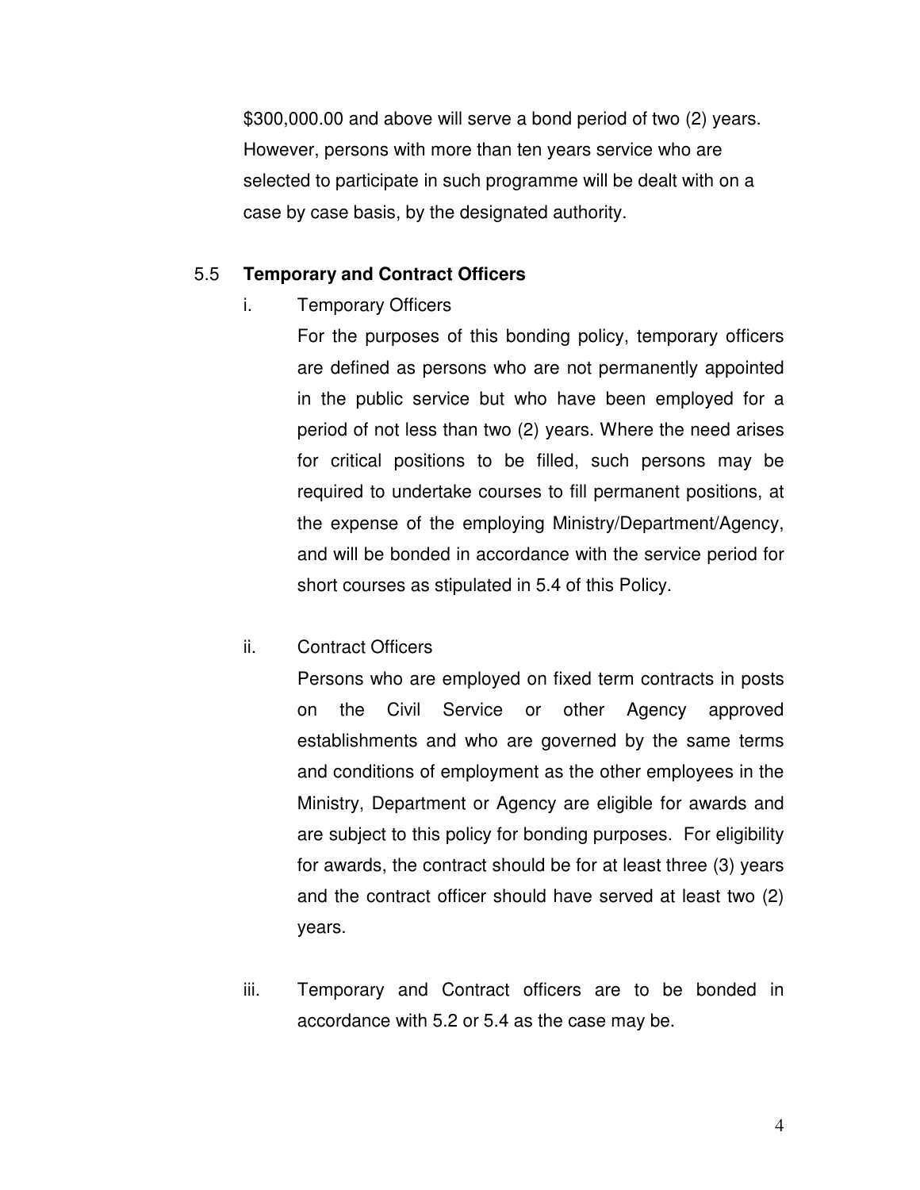$300,000.00 and above will serve a bond period of two (2) years. However, persons with more than ten years service who are selected to participate in such programme will be dealt with on a case by case basis, by the designated authority.

### 5.5 Temporary and Contract Officers

i. Temporary Officers

For the purposes of this bonding policy, temporary officers are defined as persons who are not permanently appointed in the public service but who have been employed for a period of not less than two (2) years. Where the need arises for critical positions to be filled, such persons may be required to undertake courses to fill permanent positions, at the expense of the employing Ministry/Department/Agency, and will be bonded in accordance with the service period for short courses as stipulated in 5.4 of this Policy.

ii. Contract Officers

Persons who are employed on fixed term contracts in posts on the Civil Service or other Agency approved establishments and who are governed by the same terms and conditions of employment as the other employees in the Ministry, Department or Agency are eligible for awards and are subject to this policy for bonding purposes. For eligibility for awards, the contract should be for at least three (3) years and the contract officer should have served at least two (2) years.

iii. Temporary and Contract officers are to be bonded in accordance with 5.2 or 5.4 as the case may be.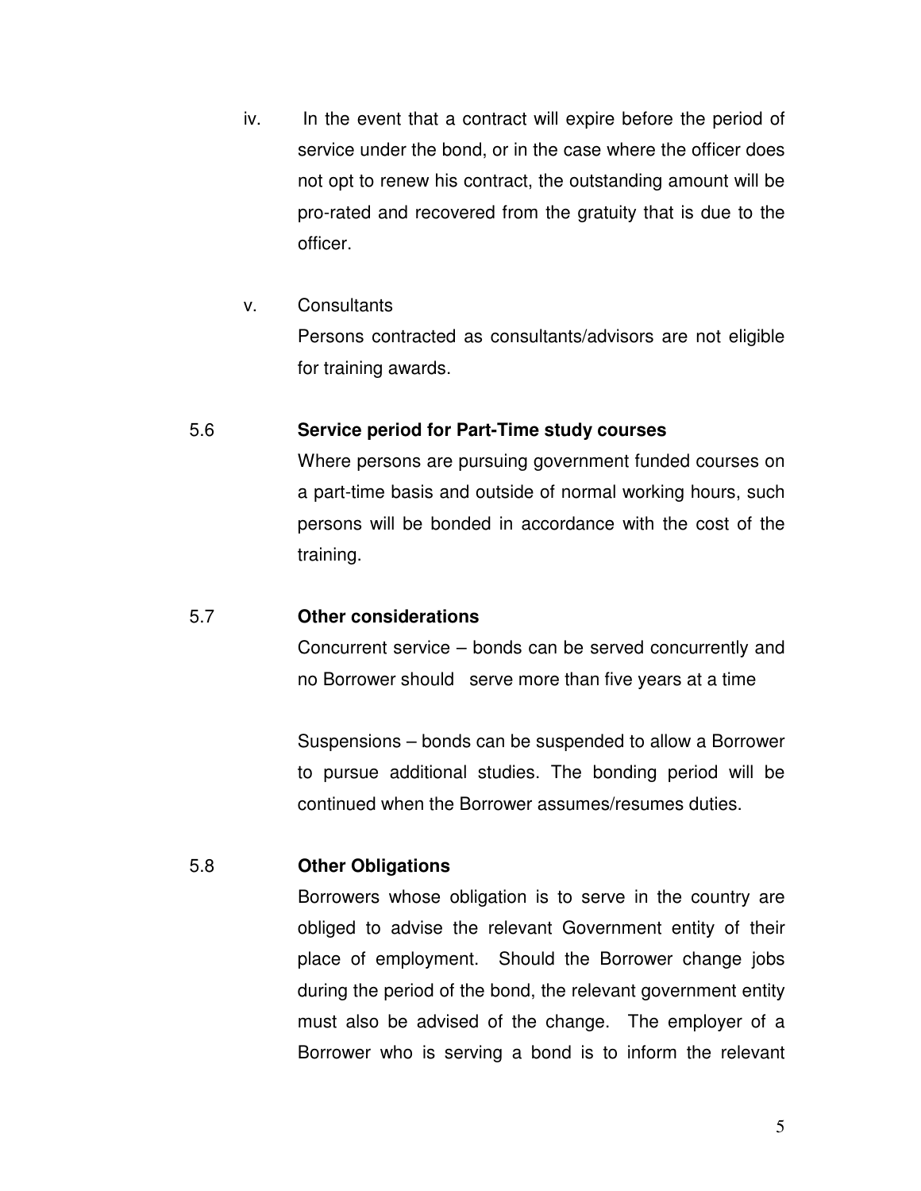iv. In the event that a contract will expire before the period of service under the bond, or in the case where the officer does not opt to renew his contract, the outstanding amount will be pro-rated and recovered from the gratuity that is due to the officer.

v. Consultants

Persons contracted as consultants/advisors are not eligible for training awards.

### 5.6 Service period for Part-Time study courses

Where persons are pursuing government funded courses on a part-time basis and outside of normal working hours, such persons will be bonded in accordance with the cost of the training.

### 5.7 Other considerations

Concurrent service – bonds can be served concurrently and no Borrower should serve more than five years at a time

Suspensions – bonds can be suspended to allow a Borrower to pursue additional studies. The bonding period will be continued when the Borrower assumes/resumes duties.

### 5.8 Other Obligations

Borrowers whose obligation is to serve in the country are obliged to advise the relevant Government entity of their place of employment. Should the Borrower change jobs during the period of the bond, the relevant government entity must also be advised of the change. The employer of a Borrower who is serving a bond is to inform the relevant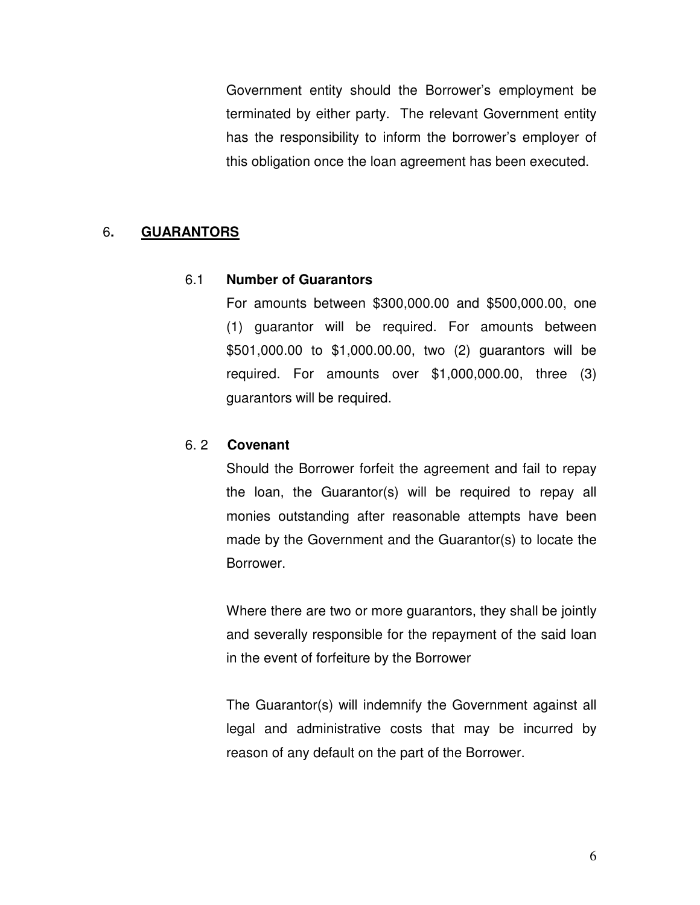Government entity should the Borrower's employment be terminated by either party. The relevant Government entity has the responsibility to inform the borrower's employer of this obligation once the loan agreement has been executed.

## 6. GUARANTORS

### 6.1 Number of Guarantors

For amounts between $300,000.00 and $500,000.00, one (1) guarantor will be required. For amounts between $501,000.00 to $1,000.00.00, two (2) guarantors will be required. For amounts over $1,000,000.00, three (3) guarantors will be required.

### 6. 2 Covenant

Should the Borrower forfeit the agreement and fail to repay the loan, the Guarantor(s) will be required to repay all monies outstanding after reasonable attempts have been made by the Government and the Guarantor(s) to locate the Borrower.

Where there are two or more guarantors, they shall be jointly and severally responsible for the repayment of the said loan in the event of forfeiture by the Borrower

The Guarantor(s) will indemnify the Government against all legal and administrative costs that may be incurred by reason of any default on the part of the Borrower.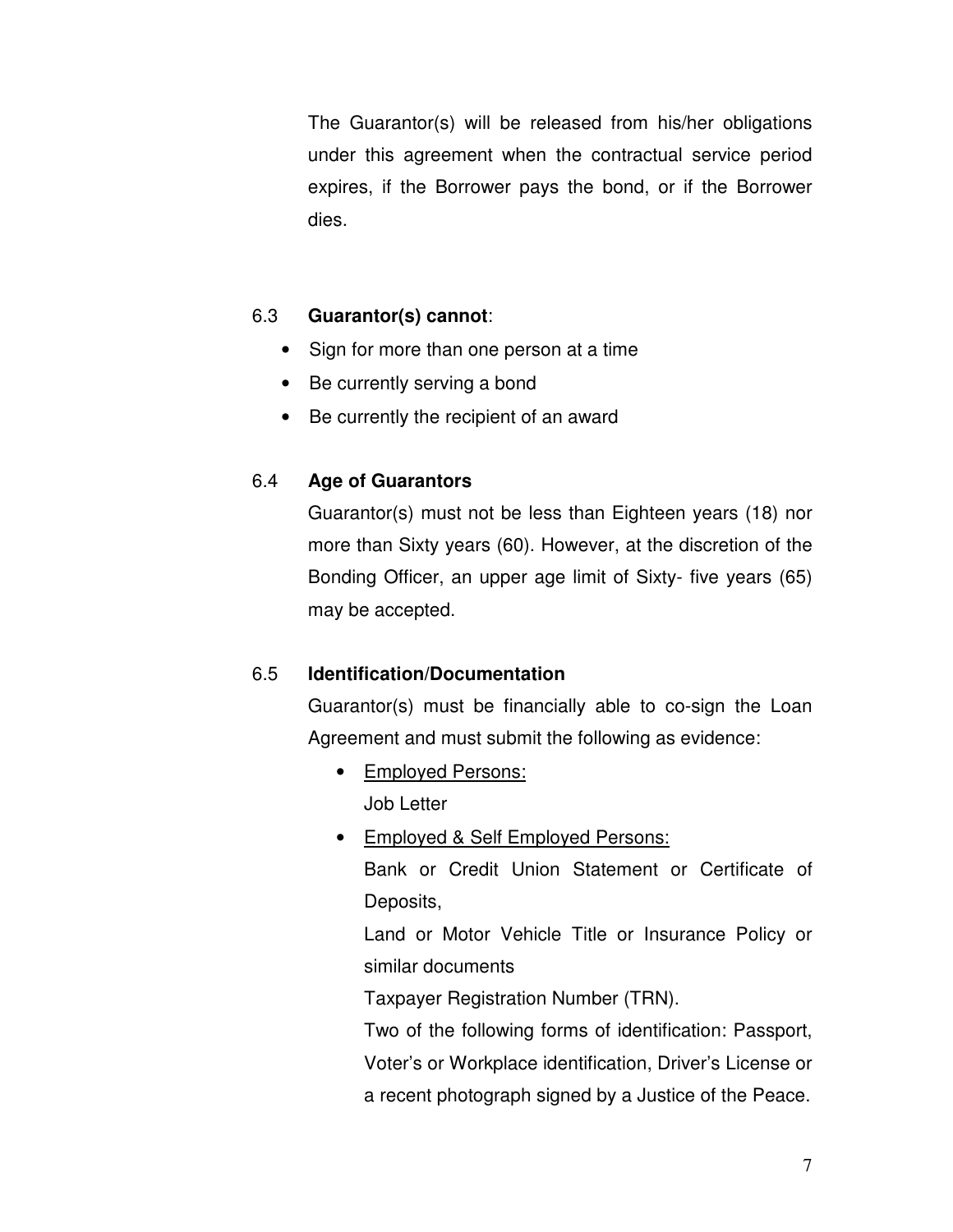The Guarantor(s) will be released from his/her obligations under this agreement when the contractual service period expires, if the Borrower pays the bond, or if the Borrower dies.

### 6.3 **Guarantor(s) cannot**:

- Sign for more than one person at a time
- Be currently serving a bond
- Be currently the recipient of an award

### 6.4 Age of Guarantors

Guarantor(s) must not be less than Eighteen years (18) nor more than Sixty years (60). However, at the discretion of the Bonding Officer, an upper age limit of Sixty- five years (65) may be accepted.

### 6.5 Identification/Documentation

Guarantor(s) must be financially able to co-sign the Loan Agreement and must submit the following as evidence:

- <u>Employed Persons:</u>
  Job Letter
- <u>Employed & Self Employed Persons:</u>
  Bank or Credit Union Statement or Certificate of Deposits,
  Land or Motor Vehicle Title or Insurance Policy or similar documents
  Taxpayer Registration Number (TRN).
  Two of the following forms of identification: Passport, Voter's or Workplace identification, Driver's License or a recent photograph signed by a Justice of the Peace.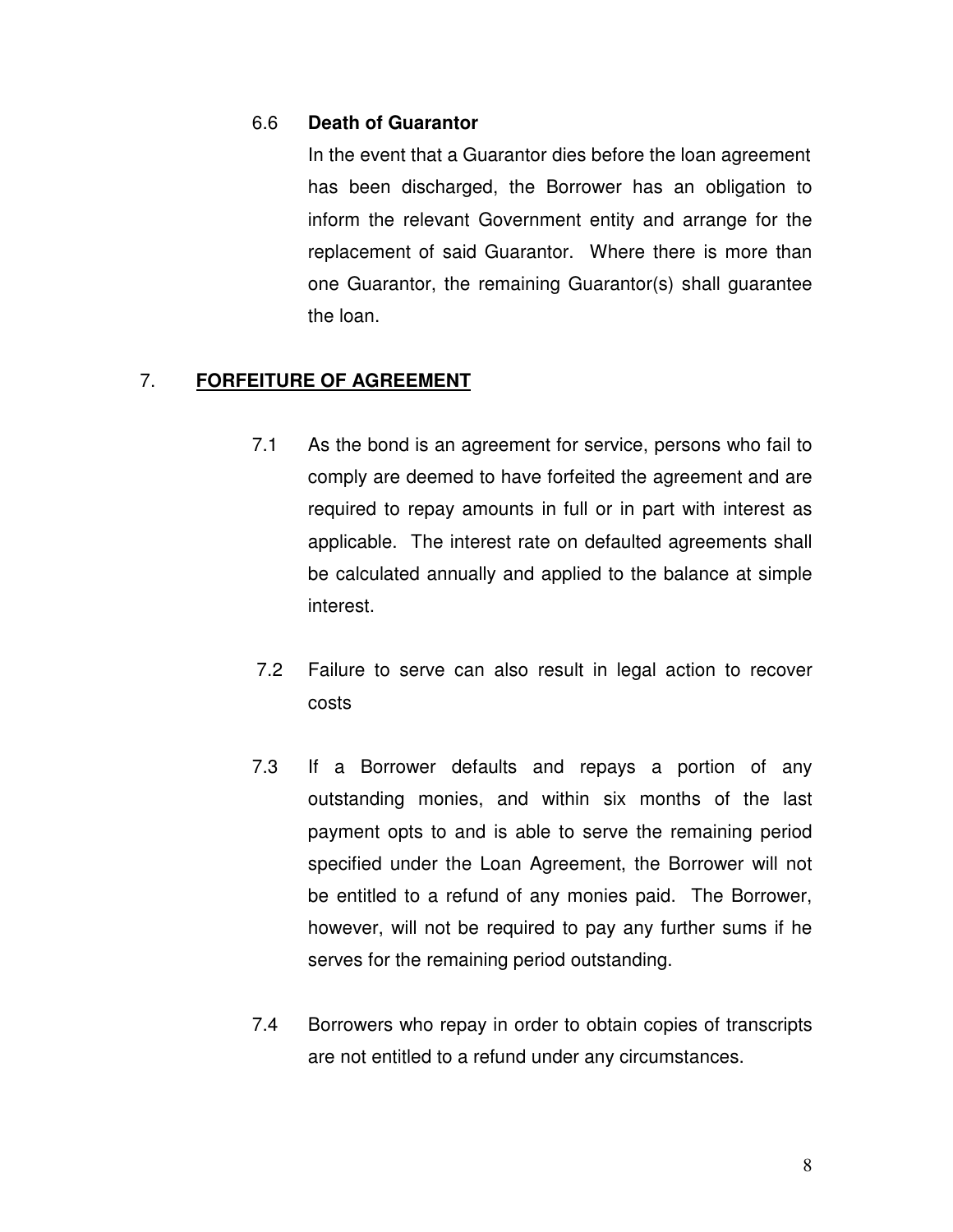### 6.6 **Death of Guarantor**

In the event that a Guarantor dies before the loan agreement has been discharged, the Borrower has an obligation to inform the relevant Government entity and arrange for the replacement of said Guarantor. Where there is more than one Guarantor, the remaining Guarantor(s) shall guarantee the loan.

## 7. **FORFEITURE OF AGREEMENT**

7.1 As the bond is an agreement for service, persons who fail to comply are deemed to have forfeited the agreement and are required to repay amounts in full or in part with interest as applicable. The interest rate on defaulted agreements shall be calculated annually and applied to the balance at simple interest.

7.2 Failure to serve can also result in legal action to recover costs

7.3 If a Borrower defaults and repays a portion of any outstanding monies, and within six months of the last payment opts to and is able to serve the remaining period specified under the Loan Agreement, the Borrower will not be entitled to a refund of any monies paid. The Borrower, however, will not be required to pay any further sums if he serves for the remaining period outstanding.

7.4 Borrowers who repay in order to obtain copies of transcripts are not entitled to a refund under any circumstances.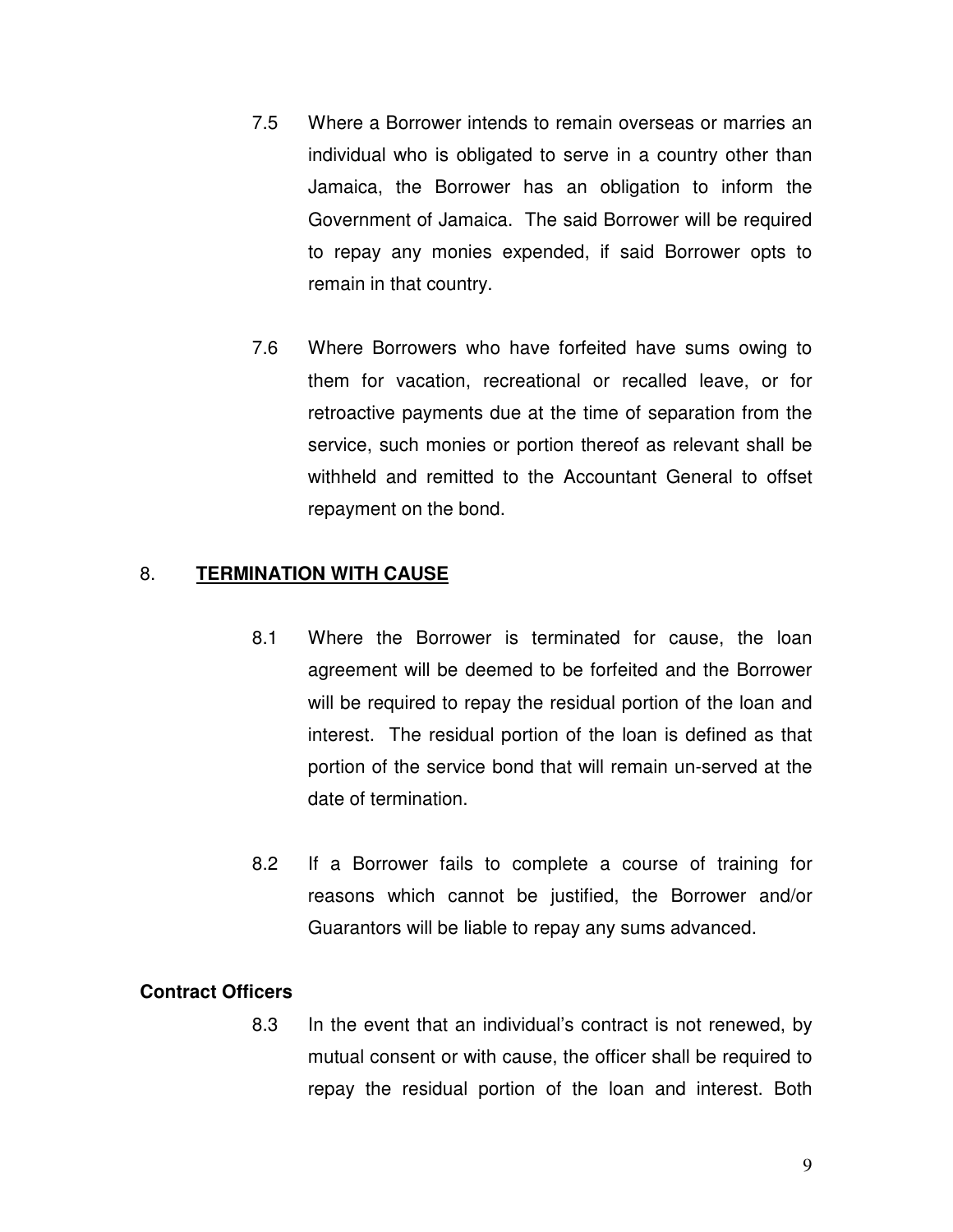7.5 Where a Borrower intends to remain overseas or marries an individual who is obligated to serve in a country other than Jamaica, the Borrower has an obligation to inform the Government of Jamaica. The said Borrower will be required to repay any monies expended, if said Borrower opts to remain in that country.

7.6 Where Borrowers who have forfeited have sums owing to them for vacation, recreational or recalled leave, or for retroactive payments due at the time of separation from the service, such monies or portion thereof as relevant shall be withheld and remitted to the Accountant General to offset repayment on the bond.

## 8. **TERMINATION WITH CAUSE**

8.1 Where the Borrower is terminated for cause, the loan agreement will be deemed to be forfeited and the Borrower will be required to repay the residual portion of the loan and interest. The residual portion of the loan is defined as that portion of the service bond that will remain un-served at the date of termination.

8.2 If a Borrower fails to complete a course of training for reasons which cannot be justified, the Borrower and/or Guarantors will be liable to repay any sums advanced.

**Contract Officers**

8.3 In the event that an individual's contract is not renewed, by mutual consent or with cause, the officer shall be required to repay the residual portion of the loan and interest. Both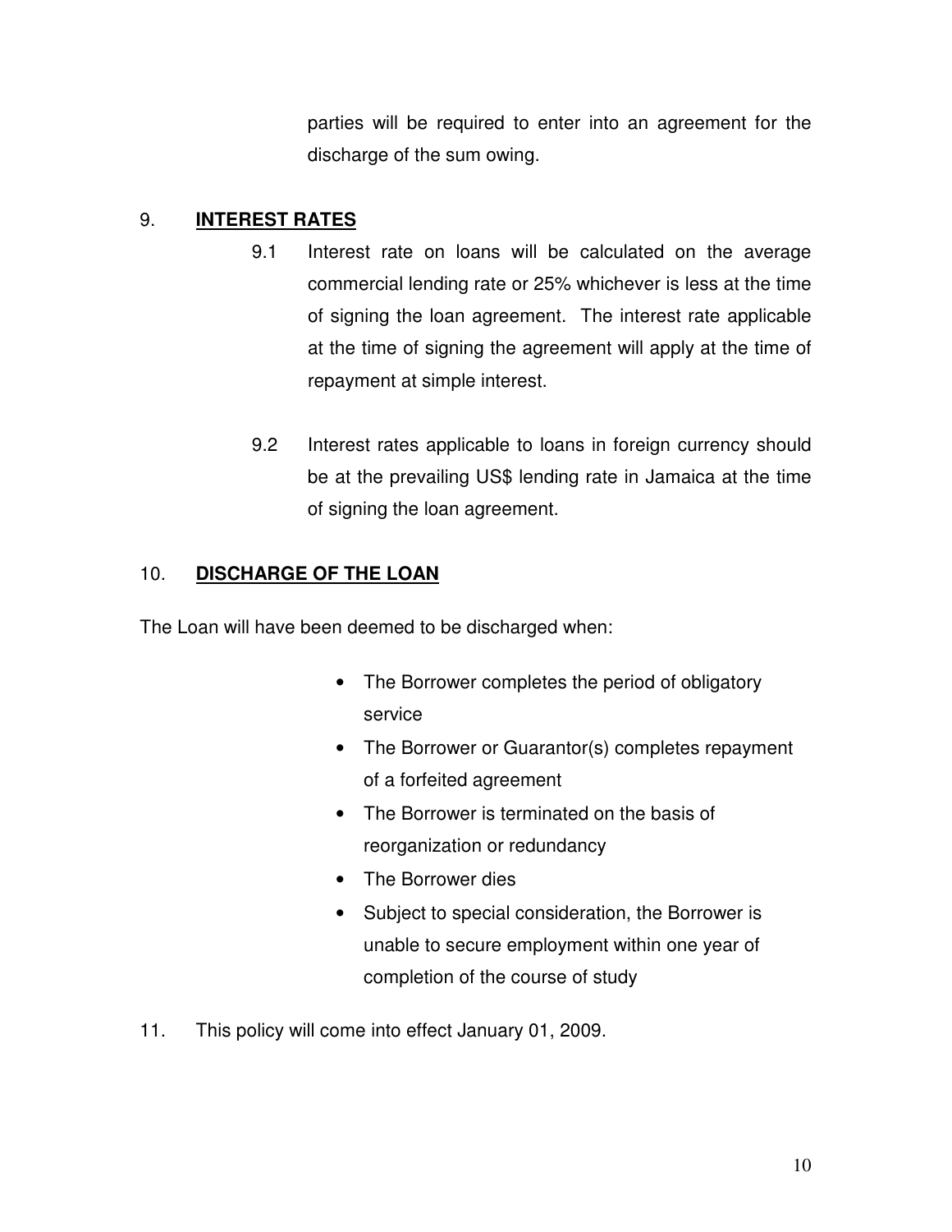parties will be required to enter into an agreement for the discharge of the sum owing.

## 9. **INTEREST RATES**

9.1 Interest rate on loans will be calculated on the average commercial lending rate or 25% whichever is less at the time of signing the loan agreement. The interest rate applicable at the time of signing the agreement will apply at the time of repayment at simple interest.

9.2 Interest rates applicable to loans in foreign currency should be at the prevailing US$ lending rate in Jamaica at the time of signing the loan agreement.

## 10. **DISCHARGE OF THE LOAN**

The Loan will have been deemed to be discharged when:

- The Borrower completes the period of obligatory service
- The Borrower or Guarantor(s) completes repayment of a forfeited agreement
- The Borrower is terminated on the basis of reorganization or redundancy
- The Borrower dies
- Subject to special consideration, the Borrower is unable to secure employment within one year of completion of the course of study

11. This policy will come into effect January 01, 2009.